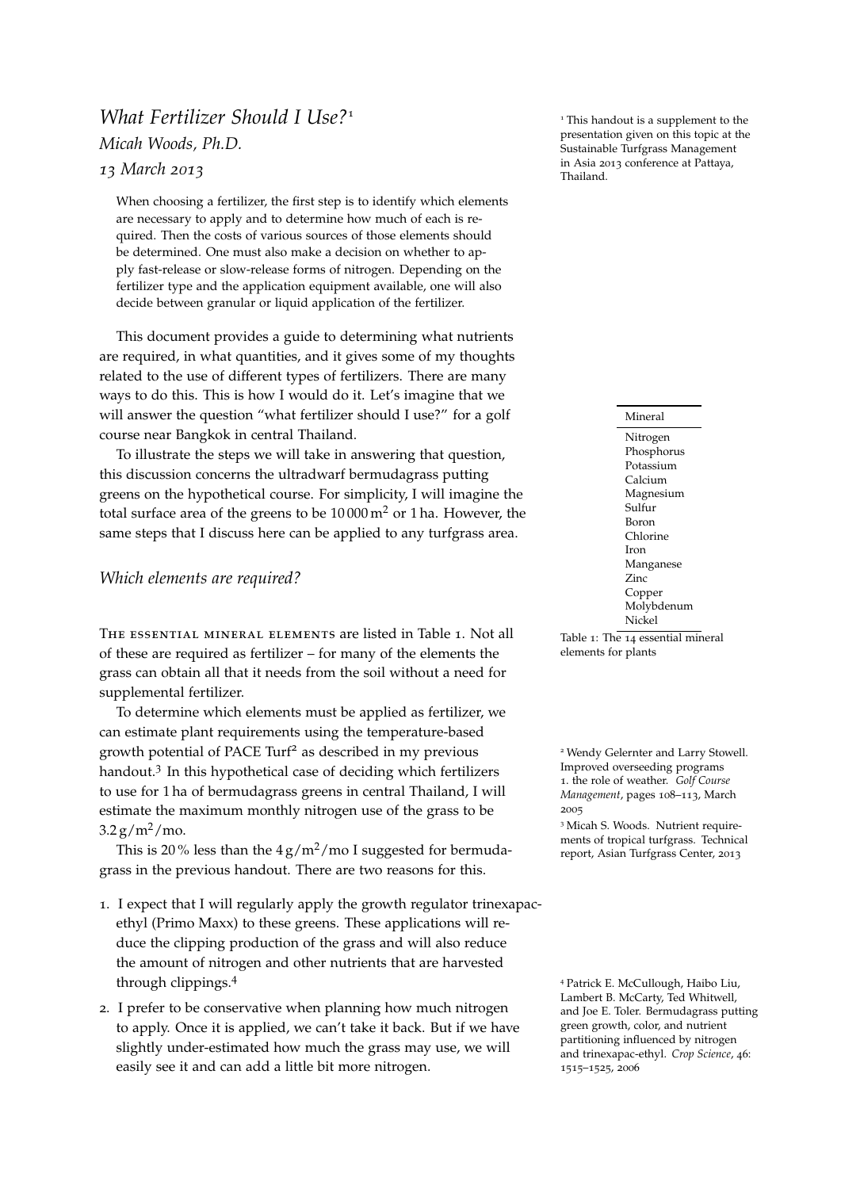# *What Fertilizer Should I Use?*[1]

*Micah Woods, Ph.D.*

*13 March 2013*

[1] This handout is a supplement to the presentation given on this topic at the Sustainable Turfgrass Management in Asia 2013 conference at Pattaya, Thailand.

When choosing a fertilizer, the first step is to identify which elements are necessary to apply and to determine how much of each is required. Then the costs of various sources of those elements should be determined. One must also make a decision on whether to apply fast-release or slow-release forms of nitrogen. Depending on the fertilizer type and the application equipment available, one will also decide between granular or liquid application of the fertilizer.

This document provides a guide to determining what nutrients are required, in what quantities, and it gives some of my thoughts related to the use of different types of fertilizers. There are many ways to do this. This is how I would do it. Let's imagine that we will answer the question "what fertilizer should I use?" for a golf course near Bangkok in central Thailand.

To illustrate the steps we will take in answering that question, this discussion concerns the ultradwarf bermudagrass putting greens on the hypothetical course. For simplicity, I will imagine the total surface area of the greens to be 10 000 $m^2$ or 1 ha. However, the same steps that I discuss here can be applied to any turfgrass area.

## *Which elements are required?*

The essential mineral elements are listed in Table 1. Not all of these are required as fertilizer – for many of the elements the grass can obtain all that it needs from the soil without a need for supplemental fertilizer.

| Mineral |
| --- |
| Nitrogen |
| Phosphorus |
| Potassium |
| Calcium |
| Magnesium |
| Sulfur |
| Boron |
| Chlorine |
| Iron |
| Manganese |
| Zinc |
| Copper |
| Molybdenum |
| Nickel |

Table 1: The 14 essential mineral elements for plants

To determine which elements must be applied as fertilizer, we can estimate plant requirements using the temperature-based growth potential of PACE Turf[2] as described in my previous handout.[3] In this hypothetical case of deciding which fertilizers to use for 1 ha of bermudagrass greens in central Thailand, I will estimate the maximum monthly nitrogen use of the grass to be 3.2 $g/m^2$/mo.

[2] Wendy Gelernter and Larry Stowell. Improved overseeding programs 1. the role of weather. *Golf Course Management*, pages 108–113, March 2005

[3] Micah S. Woods. Nutrient requirements of tropical turfgrass. Technical report, Asian Turfgrass Center, 2013

This is 20 % less than the 4 $g/m^2$/mo I suggested for bermudagrass in the previous handout. There are two reasons for this.

1. I expect that I will regularly apply the growth regulator trinexapac-ethyl (Primo Maxx) to these greens. These applications will reduce the clipping production of the grass and will also reduce the amount of nitrogen and other nutrients that are harvested through clippings.[4]
2. I prefer to be conservative when planning how much nitrogen to apply. Once it is applied, we can't take it back. But if we have slightly under-estimated how much the grass may use, we will easily see it and can add a little bit more nitrogen.

[4] Patrick E. McCullough, Haibo Liu, Lambert B. McCarty, Ted Whitwell, and Joe E. Toler. Bermudagrass putting green growth, color, and nutrient partitioning influenced by nitrogen and trinexapac-ethyl. *Crop Science*, 46: 1515–1525, 2006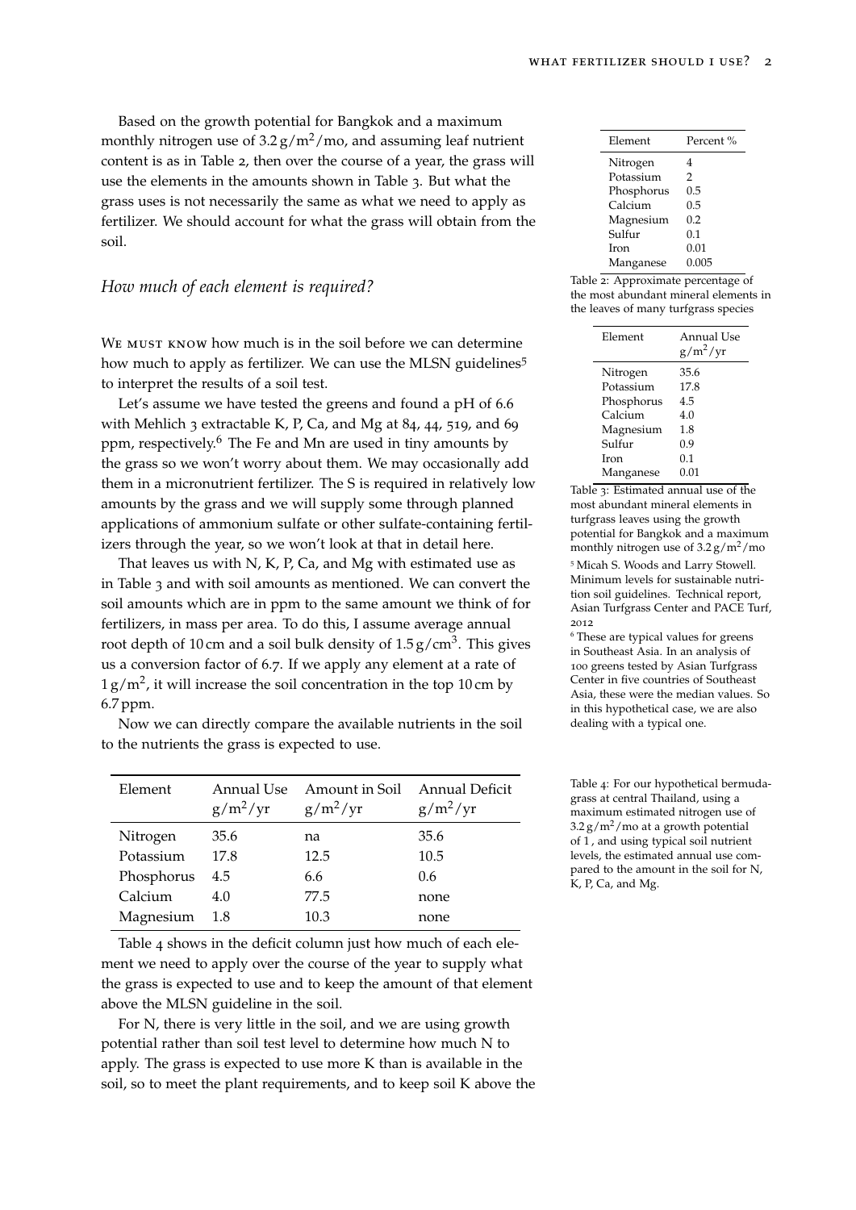Based on the growth potential for Bangkok and a maximum monthly nitrogen use of $3.2\,g/m^2/mo$, and assuming leaf nutrient content is as in Table 2, then over the course of a year, the grass will use the elements in the amounts shown in Table 3. But what the grass uses is not necessarily the same as what we need to apply as fertilizer. We should account for what the grass will obtain from the soil.

| Element | Percent % |
|---|---|
| Nitrogen | 4 |
| Potassium | 2 |
| Phosphorus | 0.5 |
| Calcium | 0.5 |
| Magnesium | 0.2 |
| Sulfur | 0.1 |
| Iron | 0.01 |
| Manganese | 0.005 |

Table 2: Approximate percentage of the most abundant mineral elements in the leaves of many turfgrass species

| Element | Annual Use $g/m^2/yr$ |
|---|---|
| Nitrogen | 35.6 |
| Potassium | 17.8 |
| Phosphorus | 4.5 |
| Calcium | 4.0 |
| Magnesium | 1.8 |
| Sulfur | 0.9 |
| Iron | 0.1 |
| Manganese | 0.01 |

Table 3: Estimated annual use of the most abundant mineral elements in turfgrass leaves using the growth potential for Bangkok and a maximum monthly nitrogen use of $3.2\,g/m^2/mo$

## *How much of each element is required?*

We must know how much is in the soil before we can determine how much to apply as fertilizer. We can use the MLSN guidelines[5] to interpret the results of a soil test.

Let's assume we have tested the greens and found a pH of 6.6 with Mehlich 3 extractable K, P, Ca, and Mg at 84, 44, 519, and 69 ppm, respectively.[6] The Fe and Mn are used in tiny amounts by the grass so we won't worry about them. We may occasionally add them in a micronutrient fertilizer. The S is required in relatively low amounts by the grass and we will supply some through planned applications of ammonium sulfate or other sulfate-containing fertilizers through the year, so we won't look at that in detail here.

[5] Micah S. Woods and Larry Stowell. Minimum levels for sustainable nutrition soil guidelines. Technical report, Asian Turfgrass Center and PACE Turf, 2012

[6] These are typical values for greens in Southeast Asia. In an analysis of 100 greens tested by Asian Turfgrass Center in five countries of Southeast Asia, these were the median values. So in this hypothetical case, we are also dealing with a typical one.

That leaves us with N, K, P, Ca, and Mg with estimated use as in Table 3 and with soil amounts as mentioned. We can convert the soil amounts which are in ppm to the same amount we think of for fertilizers, in mass per area. To do this, I assume average annual root depth of 10 cm and a soil bulk density of $1.5\,g/cm^3$. This gives us a conversion factor of 6.7. If we apply any element at a rate of $1\,g/m^2$, it will increase the soil concentration in the top 10 cm by 6.7 ppm.

Now we can directly compare the available nutrients in the soil to the nutrients the grass is expected to use.

| Element | Annual Use $g/m^2/yr$ | Amount in Soil $g/m^2/yr$ | Annual Deficit $g/m^2/yr$ |
|---|---|---|---|
| Nitrogen | 35.6 | na | 35.6 |
| Potassium | 17.8 | 12.5 | 10.5 |
| Phosphorus | 4.5 | 6.6 | 0.6 |
| Calcium | 4.0 | 77.5 | none |
| Magnesium | 1.8 | 10.3 | none |

Table 4: For our hypothetical bermudagrass at central Thailand, using a maximum estimated nitrogen use of $3.2\,g/m^2/mo$ at a growth potential of 1, and using typical soil nutrient levels, the estimated annual use compared to the amount in the soil for N, K, P, Ca, and Mg.

Table 4 shows in the deficit column just how much of each element we need to apply over the course of the year to supply what the grass is expected to use and to keep the amount of that element above the MLSN guideline in the soil.

For N, there is very little in the soil, and we are using growth potential rather than soil test level to determine how much N to apply. The grass is expected to use more K than is available in the soil, so to meet the plant requirements, and to keep soil K above the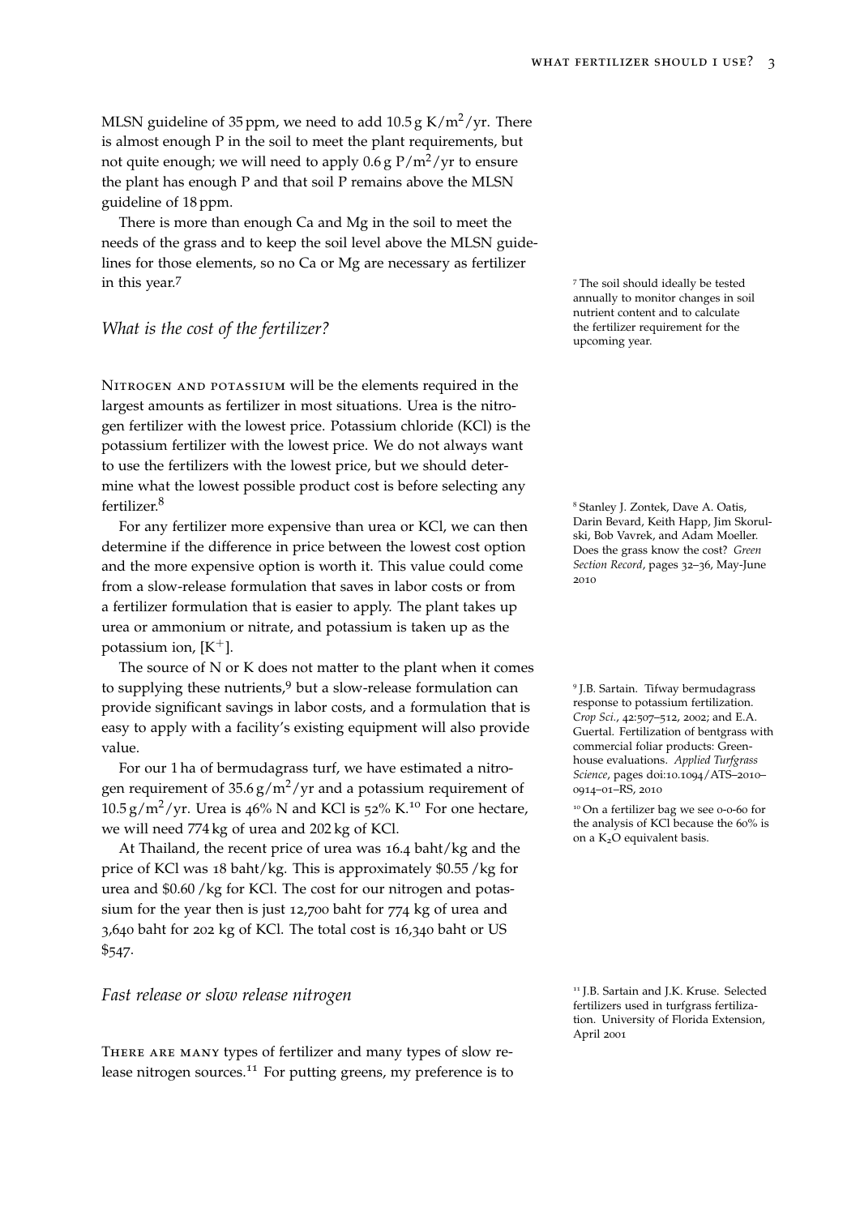MLSN guideline of 35 ppm, we need to add 10.5 g K/m$^2$/yr. There is almost enough P in the soil to meet the plant requirements, but not quite enough; we will need to apply 0.6 g P/m$^2$/yr to ensure the plant has enough P and that soil P remains above the MLSN guideline of 18 ppm.

There is more than enough Ca and Mg in the soil to meet the needs of the grass and to keep the soil level above the MLSN guidelines for those elements, so no Ca or Mg are necessary as fertilizer in this year.[7]

[7] The soil should ideally be tested annually to monitor changes in soil nutrient content and to calculate the fertilizer requirement for the upcoming year.

## *What is the cost of the fertilizer?*

NITROGEN AND POTASSIUM will be the elements required in the largest amounts as fertilizer in most situations. Urea is the nitrogen fertilizer with the lowest price. Potassium chloride (KCl) is the potassium fertilizer with the lowest price. We do not always want to use the fertilizers with the lowest price, but we should determine what the lowest possible product cost is before selecting any fertilizer.[8]

[8] Stanley J. Zontek, Dave A. Oatis, Darin Bevard, Keith Happ, Jim Skorulski, Bob Vavrek, and Adam Moeller. Does the grass know the cost? *Green Section Record*, pages 32–36, May-June 2010

For any fertilizer more expensive than urea or KCl, we can then determine if the difference in price between the lowest cost option and the more expensive option is worth it. This value could come from a slow-release formulation that saves in labor costs or from a fertilizer formulation that is easier to apply. The plant takes up urea or ammonium or nitrate, and potassium is taken up as the potassium ion, [$K^+$].

The source of N or K does not matter to the plant when it comes to supplying these nutrients,[9] but a slow-release formulation can provide significant savings in labor costs, and a formulation that is easy to apply with a facility's existing equipment will also provide value.

[9] J.B. Sartain. Tifway bermudagrass response to potassium fertilization. *Crop Sci.*, 42:507–512, 2002; and E.A. Guertal. Fertilization of bentgrass with commercial foliar products: Greenhouse evaluations. *Applied Turfgrass Science*, pages doi:10.1094/ATS–2010–0914–01–RS, 2010

For our 1 ha of bermudagrass turf, we have estimated a nitrogen requirement of 35.6 g/m$^2$/yr and a potassium requirement of 10.5 g/m$^2$/yr. Urea is 46% N and KCl is 52% K.[10] For one hectare, we will need 774 kg of urea and 202 kg of KCl.

[10] On a fertilizer bag we see 0-0-60 for the analysis of KCl because the 60% is on a $K_2O$ equivalent basis.

At Thailand, the recent price of urea was 16.4 baht/kg and the price of KCl was 18 baht/kg. This is approximately $0.55 /kg for urea and $0.60 /kg for KCl. The cost for our nitrogen and potassium for the year then is just 12,700 baht for 774 kg of urea and 3,640 baht for 202 kg of KCl. The total cost is 16,340 baht or US $547.

## *Fast release or slow release nitrogen*

THERE ARE MANY types of fertilizer and many types of slow release nitrogen sources.[11] For putting greens, my preference is to

[11] J.B. Sartain and J.K. Kruse. Selected fertilizers used in turfgrass fertilization. University of Florida Extension, April 2001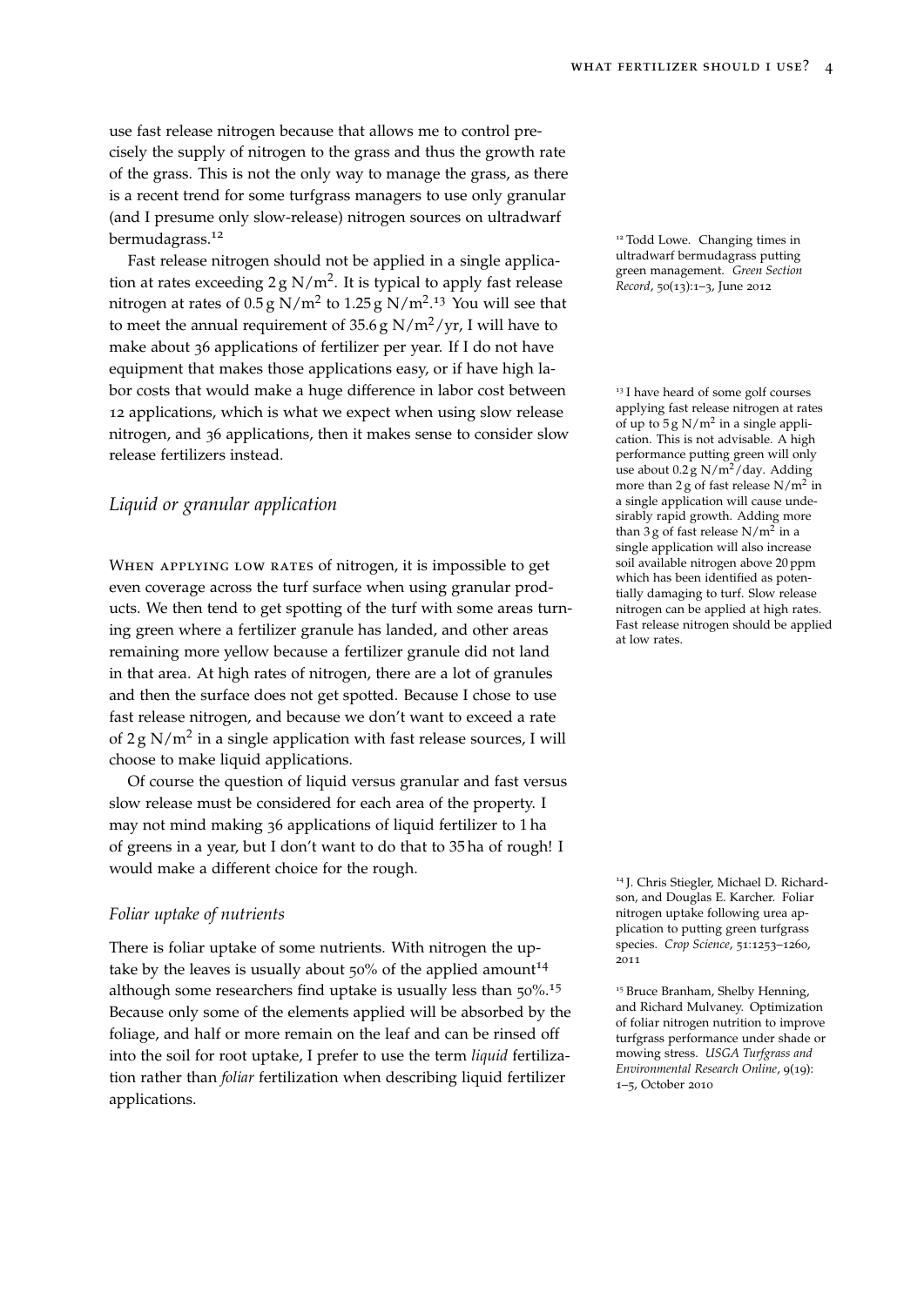use fast release nitrogen because that allows me to control precisely the supply of nitrogen to the grass and thus the growth rate of the grass. This is not the only way to manage the grass, as there is a recent trend for some turfgrass managers to use only granular (and I presume only slow-release) nitrogen sources on ultradwarf bermudagrass.[12]

Fast release nitrogen should not be applied in a single application at rates exceeding $2\,\text{g N/m}^2$. It is typical to apply fast release nitrogen at rates of $0.5\,\text{g N/m}^2$ to $1.25\,\text{g N/m}^2$.[13] You will see that to meet the annual requirement of $35.6\,\text{g N/m}^2\text{/yr}$, I will have to make about 36 applications of fertilizer per year. If I do not have equipment that makes those applications easy, or if have high labor costs that would make a huge difference in labor cost between 12 applications, which is what we expect when using slow release nitrogen, and 36 applications, then it makes sense to consider slow release fertilizers instead.

## *Liquid or granular application*

When applying low rates of nitrogen, it is impossible to get even coverage across the turf surface when using granular products. We then tend to get spotting of the turf with some areas turning green where a fertilizer granule has landed, and other areas remaining more yellow because a fertilizer granule did not land in that area. At high rates of nitrogen, there are a lot of granules and then the surface does not get spotted. Because I chose to use fast release nitrogen, and because we don't want to exceed a rate of $2\,\text{g N/m}^2$ in a single application with fast release sources, I will choose to make liquid applications.

Of course the question of liquid versus granular and fast versus slow release must be considered for each area of the property. I may not mind making 36 applications of liquid fertilizer to 1 ha of greens in a year, but I don't want to do that to 35 ha of rough! I would make a different choice for the rough.

### *Foliar uptake of nutrients*

There is foliar uptake of some nutrients. With nitrogen the uptake by the leaves is usually about 50% of the applied amount[14] although some researchers find uptake is usually less than 50%.[15] Because only some of the elements applied will be absorbed by the foliage, and half or more remain on the leaf and can be rinsed off into the soil for root uptake, I prefer to use the term *liquid* fertilization rather than *foliar* fertilization when describing liquid fertilizer applications.

---

[12] Todd Lowe. Changing times in ultradwarf bermudagrass putting green management. *Green Section Record*, 50(13):1–3, June 2012

[13] I have heard of some golf courses applying fast release nitrogen at rates of up to $5\,\text{g N/m}^2$ in a single application. This is not advisable. A high performance putting green will only use about $0.2\,\text{g N/m}^2\text{/day}$. Adding more than 2 g of fast release $\text{N/m}^2$ in a single application will cause undesirably rapid growth. Adding more than 3 g of fast release $\text{N/m}^2$ in a single application will also increase soil available nitrogen above 20 ppm which has been identified as potentially damaging to turf. Slow release nitrogen can be applied at high rates. Fast release nitrogen should be applied at low rates.

[14] J. Chris Stiegler, Michael D. Richardson, and Douglas E. Karcher. Foliar nitrogen uptake following urea application to putting green turfgrass species. *Crop Science*, 51:1253–1260, 2011

[15] Bruce Branham, Shelby Henning, and Richard Mulvaney. Optimization of foliar nitrogen nutrition to improve turfgrass performance under shade or mowing stress. *USGA Turfgrass and Environmental Research Online*, 9(19): 1–5, October 2010